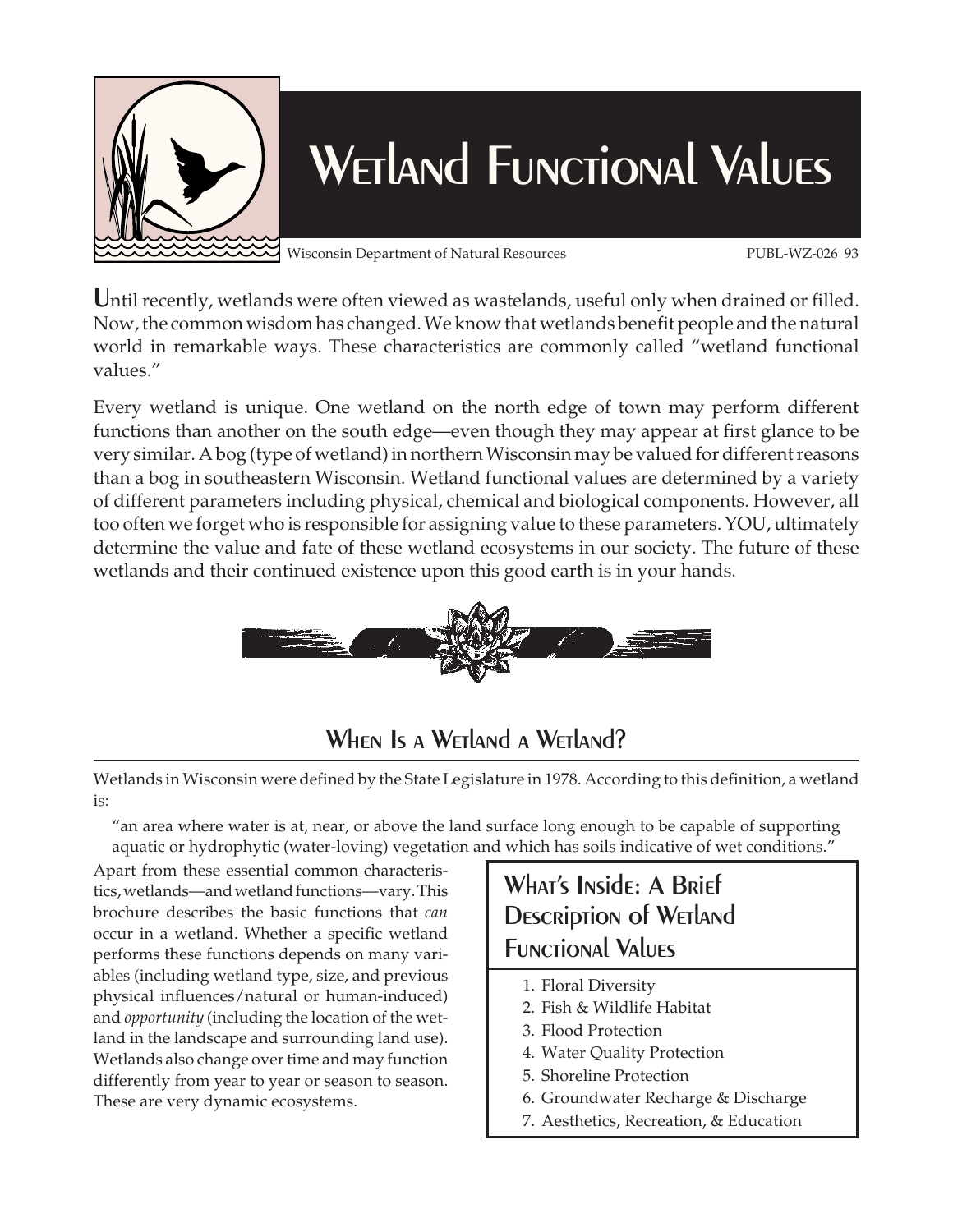# Wetland Functional Values

Wisconsin Department of Natural Resources PUBL-WZ-026 93

Until recently, wetlands were often viewed as wastelands, useful only when drained or filled. Now, the common wisdom has changed. We know that wetlands benefit people and the natural world in remarkable ways. These characteristics are commonly called "wetland functional values."

Every wetland is unique. One wetland on the north edge of town may perform different functions than another on the south edge—even though they may appear at first glance to be very similar. A bog (type of wetland) in northern Wisconsin may be valued for different reasons than a bog in southeastern Wisconsin. Wetland functional values are determined by a variety of different parameters including physical, chemical and biological components. However, all too often we forget who is responsible for assigning value to these parameters. YOU, ultimately determine the value and fate of these wetland ecosystems in our society. The future of these wetlands and their continued existence upon this good earth is in your hands.

## When Is a Wetland a Wetland?

Wetlands in Wisconsin were defined by the State Legislature in 1978. According to this definition, a wetland is:

> "an area where water is at, near, or above the land surface long enough to be capable of supporting aquatic or hydrophytic (water-loving) vegetation and which has soils indicative of wet conditions."

Apart from these essential common characteristics, wetlands—and wetland functions—vary. This brochure describes the basic functions that *can* occur in a wetland. Whether a specific wetland performs these functions depends on many variables (including wetland type, size, and previous physical influences/natural or human-induced) and *opportunity* (including the location of the wetland in the landscape and surrounding land use). Wetlands also change over time and may function differently from year to year or season to season. These are very dynamic ecosystems.

### What's Inside: A Brief Description of Wetland Functional Values

1. Floral Diversity
2. Fish & Wildlife Habitat
3. Flood Protection
4. Water Quality Protection
5. Shoreline Protection
6. Groundwater Recharge & Discharge
7. Aesthetics, Recreation, & Education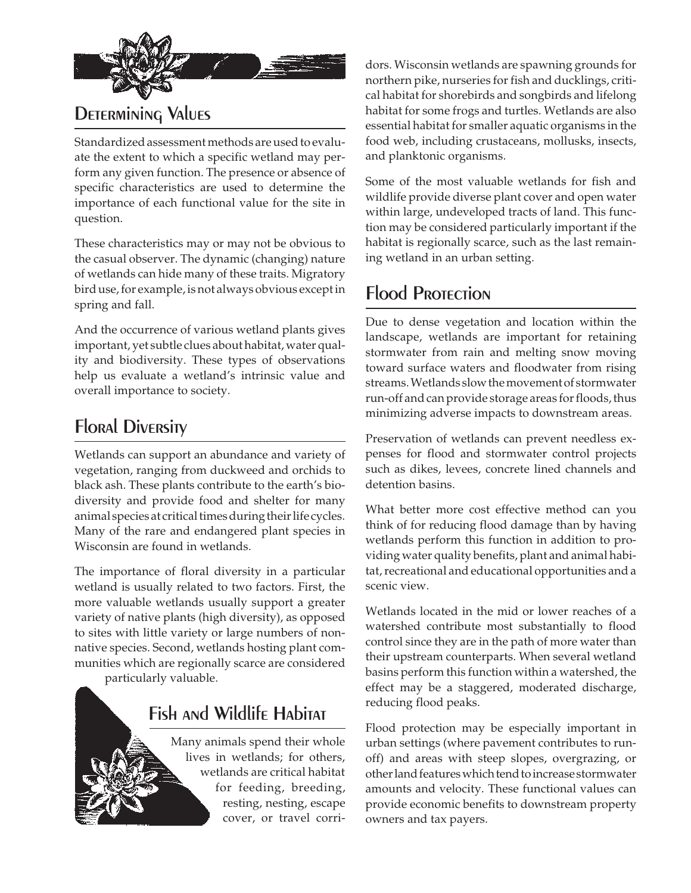## Determining Values

Standardized assessment methods are used to evaluate the extent to which a specific wetland may perform any given function. The presence or absence of specific characteristics are used to determine the importance of each functional value for the site in question.

These characteristics may or may not be obvious to the casual observer. The dynamic (changing) nature of wetlands can hide many of these traits. Migratory bird use, for example, is not always obvious except in spring and fall.

And the occurrence of various wetland plants gives important, yet subtle clues about habitat, water quality and biodiversity. These types of observations help us evaluate a wetland's intrinsic value and overall importance to society.

## Floral Diversity

Wetlands can support an abundance and variety of vegetation, ranging from duckweed and orchids to black ash. These plants contribute to the earth's biodiversity and provide food and shelter for many animal species at critical times during their life cycles. Many of the rare and endangered plant species in Wisconsin are found in wetlands.

The importance of floral diversity in a particular wetland is usually related to two factors. First, the more valuable wetlands usually support a greater variety of native plants (high diversity), as opposed to sites with little variety or large numbers of non-native species. Second, wetlands hosting plant communities which are regionally scarce are considered particularly valuable.

## Fish and Wildlife Habitat

Many animals spend their whole lives in wetlands; for others, wetlands are critical habitat for feeding, breeding, resting, nesting, escape cover, or travel corridors. Wisconsin wetlands are spawning grounds for northern pike, nurseries for fish and ducklings, critical habitat for shorebirds and songbirds and lifelong habitat for some frogs and turtles. Wetlands are also essential habitat for smaller aquatic organisms in the food web, including crustaceans, mollusks, insects, and planktonic organisms.

Some of the most valuable wetlands for fish and wildlife provide diverse plant cover and open water within large, undeveloped tracts of land. This function may be considered particularly important if the habitat is regionally scarce, such as the last remaining wetland in an urban setting.

## Flood Protection

Due to dense vegetation and location within the landscape, wetlands are important for retaining stormwater from rain and melting snow moving toward surface waters and floodwater from rising streams. Wetlands slow the movement of stormwater run-off and can provide storage areas for floods, thus minimizing adverse impacts to downstream areas.

Preservation of wetlands can prevent needless expenses for flood and stormwater control projects such as dikes, levees, concrete lined channels and detention basins.

What better more cost effective method can you think of for reducing flood damage than by having wetlands perform this function in addition to providing water quality benefits, plant and animal habitat, recreational and educational opportunities and a scenic view.

Wetlands located in the mid or lower reaches of a watershed contribute most substantially to flood control since they are in the path of more water than their upstream counterparts. When several wetland basins perform this function within a watershed, the effect may be a staggered, moderated discharge, reducing flood peaks.

Flood protection may be especially important in urban settings (where pavement contributes to runoff) and areas with steep slopes, overgrazing, or other land features which tend to increase stormwater amounts and velocity. These functional values can provide economic benefits to downstream property owners and tax payers.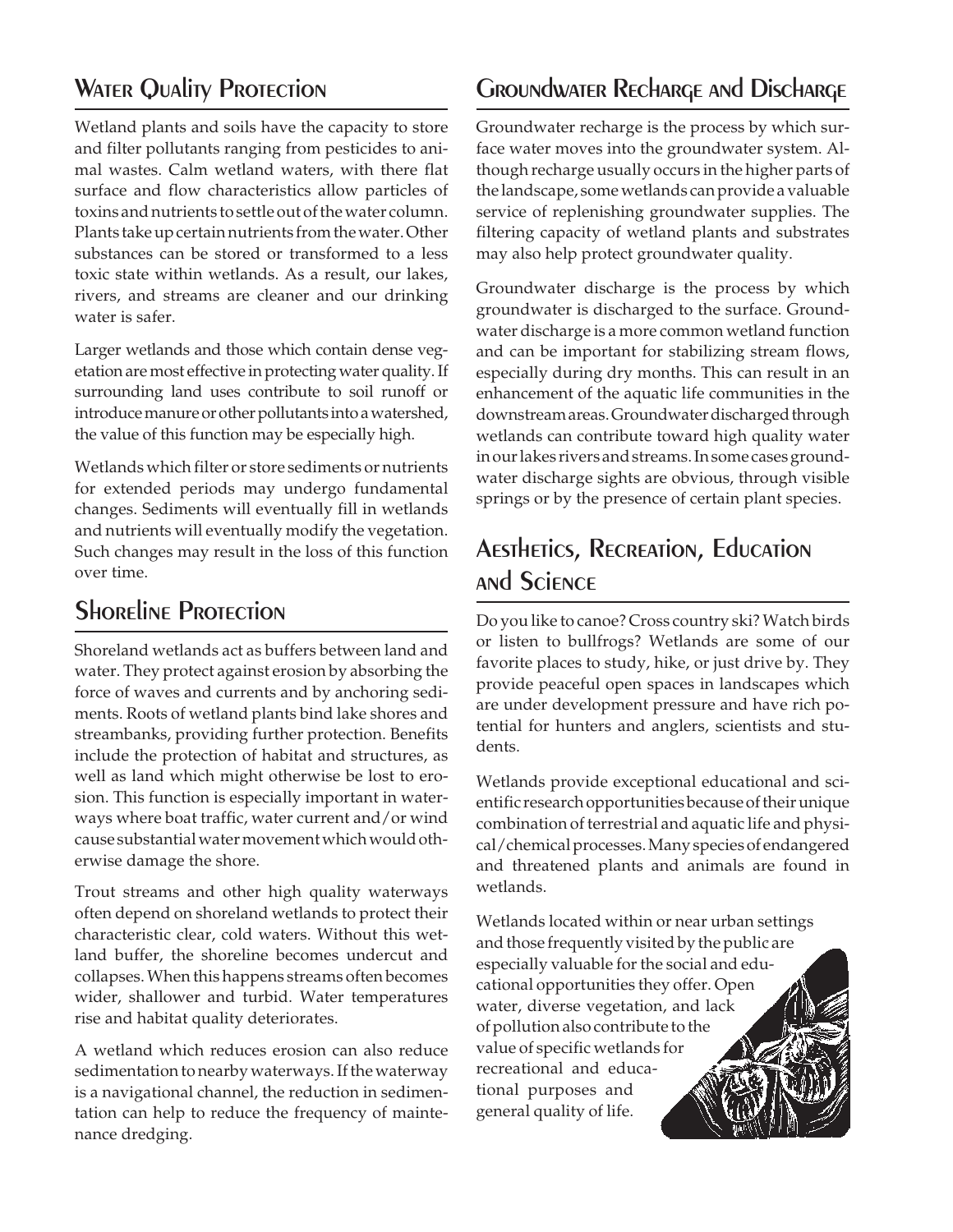## Water Quality Protection

Wetland plants and soils have the capacity to store and filter pollutants ranging from pesticides to animal wastes. Calm wetland waters, with there flat surface and flow characteristics allow particles of toxins and nutrients to settle out of the water column. Plants take up certain nutrients from the water. Other substances can be stored or transformed to a less toxic state within wetlands. As a result, our lakes, rivers, and streams are cleaner and our drinking water is safer.

Larger wetlands and those which contain dense vegetation are most effective in protecting water quality. If surrounding land uses contribute to soil runoff or introduce manure or other pollutants into a watershed, the value of this function may be especially high.

Wetlands which filter or store sediments or nutrients for extended periods may undergo fundamental changes. Sediments will eventually fill in wetlands and nutrients will eventually modify the vegetation. Such changes may result in the loss of this function over time.

## Shoreline Protection

Shoreland wetlands act as buffers between land and water. They protect against erosion by absorbing the force of waves and currents and by anchoring sediments. Roots of wetland plants bind lake shores and streambanks, providing further protection. Benefits include the protection of habitat and structures, as well as land which might otherwise be lost to erosion. This function is especially important in waterways where boat traffic, water current and/or wind cause substantial water movement which would otherwise damage the shore.

Trout streams and other high quality waterways often depend on shoreland wetlands to protect their characteristic clear, cold waters. Without this wetland buffer, the shoreline becomes undercut and collapses. When this happens streams often becomes wider, shallower and turbid. Water temperatures rise and habitat quality deteriorates.

A wetland which reduces erosion can also reduce sedimentation to nearby waterways. If the waterway is a navigational channel, the reduction in sedimentation can help to reduce the frequency of maintenance dredging.

## Groundwater Recharge and Discharge

Groundwater recharge is the process by which surface water moves into the groundwater system. Although recharge usually occurs in the higher parts of the landscape, some wetlands can provide a valuable service of replenishing groundwater supplies. The filtering capacity of wetland plants and substrates may also help protect groundwater quality.

Groundwater discharge is the process by which groundwater is discharged to the surface. Groundwater discharge is a more common wetland function and can be important for stabilizing stream flows, especially during dry months. This can result in an enhancement of the aquatic life communities in the downstream areas. Groundwater discharged through wetlands can contribute toward high quality water in our lakes rivers and streams. In some cases groundwater discharge sights are obvious, through visible springs or by the presence of certain plant species.

## Aesthetics, Recreation, Education and Science

Do you like to canoe? Cross country ski? Watch birds or listen to bullfrogs? Wetlands are some of our favorite places to study, hike, or just drive by. They provide peaceful open spaces in landscapes which are under development pressure and have rich potential for hunters and anglers, scientists and students.

Wetlands provide exceptional educational and scientific research opportunities because of their unique combination of terrestrial and aquatic life and physical/chemical processes. Many species of endangered and threatened plants and animals are found in wetlands.

Wetlands located within or near urban settings and those frequently visited by the public are especially valuable for the social and educational opportunities they offer. Open water, diverse vegetation, and lack of pollution also contribute to the value of specific wetlands for recreational and educational purposes and general quality of life.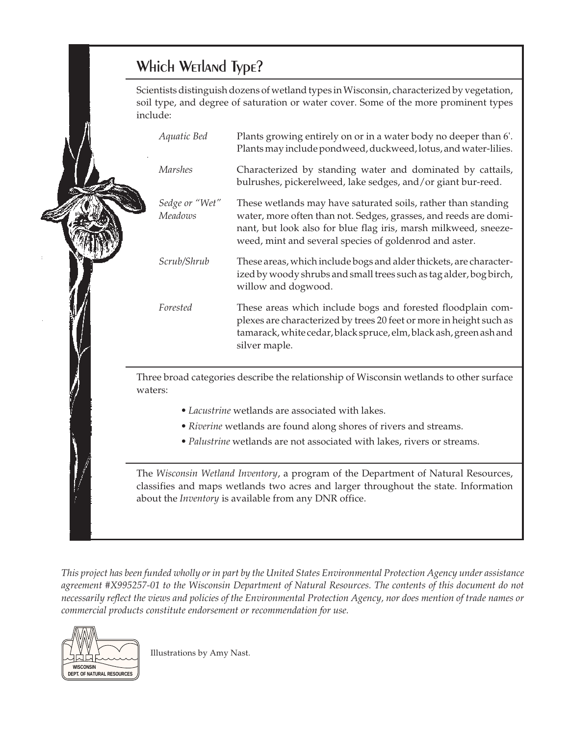## Which Wetland Type?

Scientists distinguish dozens of wetland types in Wisconsin, characterized by vegetation, soil type, and degree of saturation or water cover. Some of the more prominent types include:

| | |
|---|---|
| *Aquatic Bed* | Plants growing entirely on or in a water body no deeper than 6'. Plants may include pondweed, duckweed, lotus, and water-lilies. |
| *Marshes* | Characterized by standing water and dominated by cattails, bulrushes, pickerelweed, lake sedges, and/or giant bur-reed. |
| *Sedge or "Wet" Meadows* | These wetlands may have saturated soils, rather than standing water, more often than not. Sedges, grasses, and reeds are dominant, but look also for blue flag iris, marsh milkweed, sneezeweed, mint and several species of goldenrod and aster. |
| *Scrub/Shrub* | These areas, which include bogs and alder thickets, are characterized by woody shrubs and small trees such as tag alder, bog birch, willow and dogwood. |
| *Forested* | These areas which include bogs and forested floodplain complexes are characterized by trees 20 feet or more in height such as tamarack, white cedar, black spruce, elm, black ash, green ash and silver maple. |

Three broad categories describe the relationship of Wisconsin wetlands to other surface waters:

- *Lacustrine* wetlands are associated with lakes.
- *Riverine* wetlands are found along shores of rivers and streams.
- *Palustrine* wetlands are not associated with lakes, rivers or streams.

The *Wisconsin Wetland Inventory*, a program of the Department of Natural Resources, classifies and maps wetlands two acres and larger throughout the state. Information about the *Inventory* is available from any DNR office.

*This project has been funded wholly or in part by the United States Environmental Protection Agency under assistance agreement #X995257-01 to the Wisconsin Department of Natural Resources. The contents of this document do not necessarily reflect the views and policies of the Environmental Protection Agency, nor does mention of trade names or commercial products constitute endorsement or recommendation for use.*

WISCONSIN DEPT. OF NATURAL RESOURCES

Illustrations by Amy Nast.